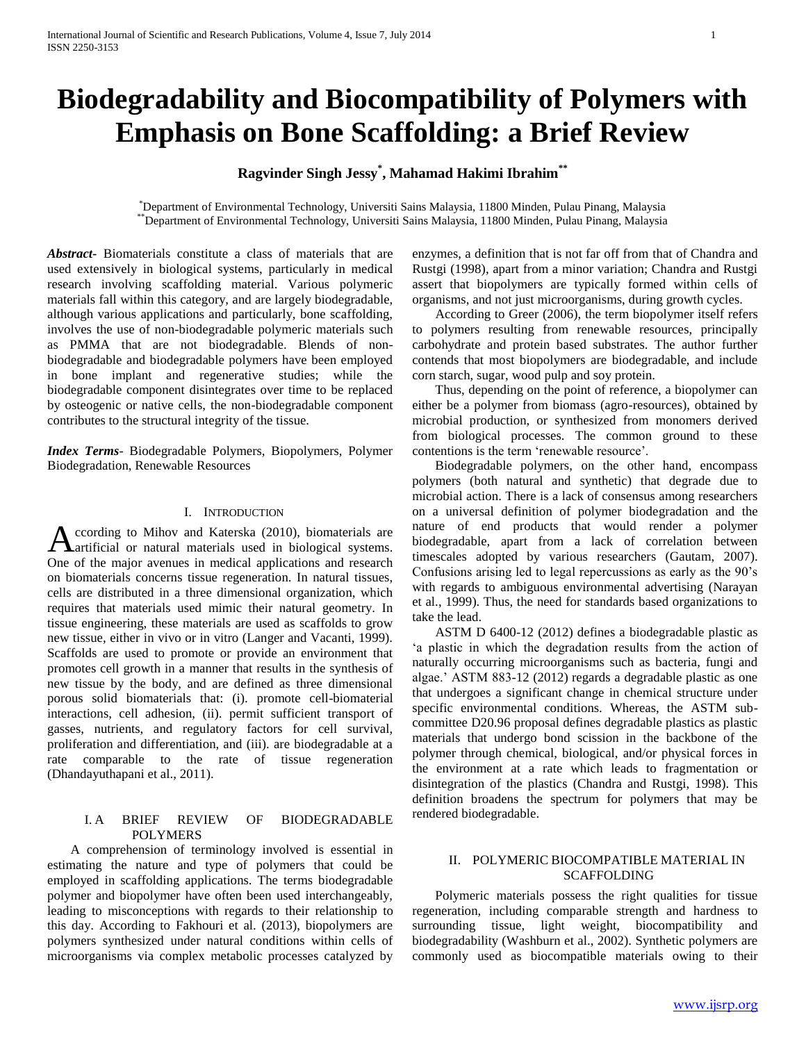# Biodegradability and Biocompatibility of Polymers with Emphasis on Bone Scaffolding: a Brief Review

**Ragvinder Singh Jessy[*], Mahamad Hakimi Ibrahim[**]**

[*]Department of Environmental Technology, Universiti Sains Malaysia, 11800 Minden, Pulau Pinang, Malaysia
[**]Department of Environmental Technology, Universiti Sains Malaysia, 11800 Minden, Pulau Pinang, Malaysia

***Abstract-*** Biomaterials constitute a class of materials that are used extensively in biological systems, particularly in medical research involving scaffolding material. Various polymeric materials fall within this category, and are largely biodegradable, although various applications and particularly, bone scaffolding, involves the use of non-biodegradable polymeric materials such as PMMA that are not biodegradable. Blends of non-biodegradable and biodegradable polymers have been employed in bone implant and regenerative studies; while the biodegradable component disintegrates over time to be replaced by osteogenic or native cells, the non-biodegradable component contributes to the structural integrity of the tissue.

***Index Terms-*** Biodegradable Polymers, Biopolymers, Polymer Biodegradation, Renewable Resources

## I. INTRODUCTION

According to Mihov and Katerska (2010), biomaterials are artificial or natural materials used in biological systems. One of the major avenues in medical applications and research on biomaterials concerns tissue regeneration. In natural tissues, cells are distributed in a three dimensional organization, which requires that materials used mimic their natural geometry. In tissue engineering, these materials are used as scaffolds to grow new tissue, either in vivo or in vitro (Langer and Vacanti, 1999). Scaffolds are used to promote or provide an environment that promotes cell growth in a manner that results in the synthesis of new tissue by the body, and are defined as three dimensional porous solid biomaterials that: (i). promote cell-biomaterial interactions, cell adhesion, (ii). permit sufficient transport of gasses, nutrients, and regulatory factors for cell survival, proliferation and differentiation, and (iii). are biodegradable at a rate comparable to the rate of tissue regeneration (Dhandayuthapani et al., 2011).

### I. A BRIEF REVIEW OF BIODEGRADABLE POLYMERS

A comprehension of terminology involved is essential in estimating the nature and type of polymers that could be employed in scaffolding applications. The terms biodegradable polymer and biopolymer have often been used interchangeably, leading to misconceptions with regards to their relationship to this day. According to Fakhouri et al. (2013), biopolymers are polymers synthesized under natural conditions within cells of microorganisms via complex metabolic processes catalyzed by enzymes, a definition that is not far off from that of Chandra and Rustgi (1998), apart from a minor variation; Chandra and Rustgi assert that biopolymers are typically formed within cells of organisms, and not just microorganisms, during growth cycles.

According to Greer (2006), the term biopolymer itself refers to polymers resulting from renewable resources, principally carbohydrate and protein based substrates. The author further contends that most biopolymers are biodegradable, and include corn starch, sugar, wood pulp and soy protein.

Thus, depending on the point of reference, a biopolymer can either be a polymer from biomass (agro-resources), obtained by microbial production, or synthesized from monomers derived from biological processes. The common ground to these contentions is the term 'renewable resource'.

Biodegradable polymers, on the other hand, encompass polymers (both natural and synthetic) that degrade due to microbial action. There is a lack of consensus among researchers on a universal definition of polymer biodegradation and the nature of end products that would render a polymer biodegradable, apart from a lack of correlation between timescales adopted by various researchers (Gautam, 2007). Confusions arising led to legal repercussions as early as the 90's with regards to ambiguous environmental advertising (Narayan et al., 1999). Thus, the need for standards based organizations to take the lead.

ASTM D 6400-12 (2012) defines a biodegradable plastic as 'a plastic in which the degradation results from the action of naturally occurring microorganisms such as bacteria, fungi and algae.' ASTM 883-12 (2012) regards a degradable plastic as one that undergoes a significant change in chemical structure under specific environmental conditions. Whereas, the ASTM sub-committee D20.96 proposal defines degradable plastics as plastic materials that undergo bond scission in the backbone of the polymer through chemical, biological, and/or physical forces in the environment at a rate which leads to fragmentation or disintegration of the plastics (Chandra and Rustgi, 1998). This definition broadens the spectrum for polymers that may be rendered biodegradable.

## II. POLYMERIC BIOCOMPATIBLE MATERIAL IN SCAFFOLDING

Polymeric materials possess the right qualities for tissue regeneration, including comparable strength and hardness to surrounding tissue, light weight, biocompatibility and biodegradability (Washburn et al., 2002). Synthetic polymers are commonly used as biocompatible materials owing to their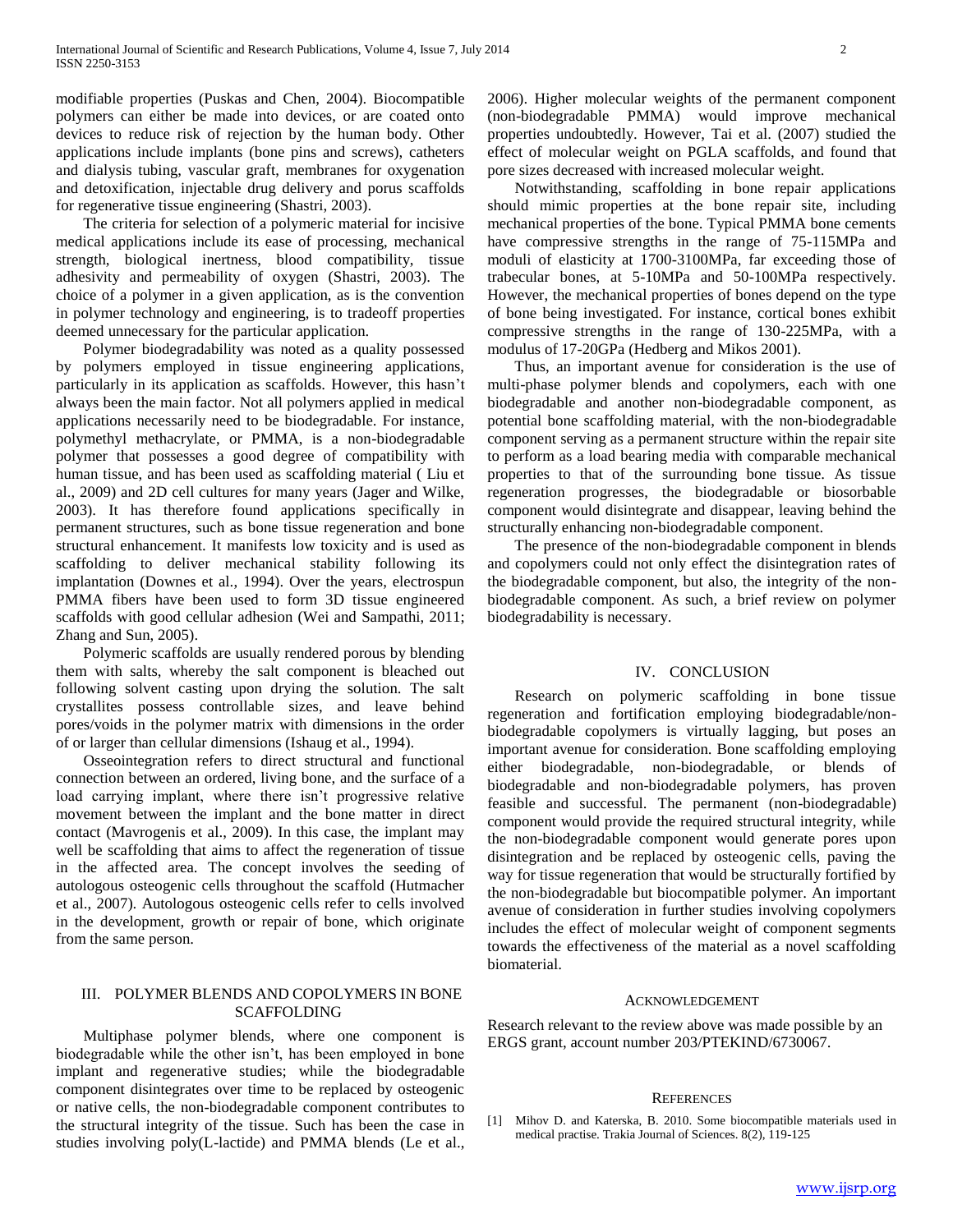modifiable properties (Puskas and Chen, 2004). Biocompatible polymers can either be made into devices, or are coated onto devices to reduce risk of rejection by the human body. Other applications include implants (bone pins and screws), catheters and dialysis tubing, vascular graft, membranes for oxygenation and detoxification, injectable drug delivery and porus scaffolds for regenerative tissue engineering (Shastri, 2003).

The criteria for selection of a polymeric material for incisive medical applications include its ease of processing, mechanical strength, biological inertness, blood compatibility, tissue adhesivity and permeability of oxygen (Shastri, 2003). The choice of a polymer in a given application, as is the convention in polymer technology and engineering, is to tradeoff properties deemed unnecessary for the particular application.

Polymer biodegradability was noted as a quality possessed by polymers employed in tissue engineering applications, particularly in its application as scaffolds. However, this hasn't always been the main factor. Not all polymers applied in medical applications necessarily need to be biodegradable. For instance, polymethyl methacrylate, or PMMA, is a non-biodegradable polymer that possesses a good degree of compatibility with human tissue, and has been used as scaffolding material ( Liu et al., 2009) and 2D cell cultures for many years (Jager and Wilke, 2003). It has therefore found applications specifically in permanent structures, such as bone tissue regeneration and bone structural enhancement. It manifests low toxicity and is used as scaffolding to deliver mechanical stability following its implantation (Downes et al., 1994). Over the years, electrospun PMMA fibers have been used to form 3D tissue engineered scaffolds with good cellular adhesion (Wei and Sampathi, 2011; Zhang and Sun, 2005).

Polymeric scaffolds are usually rendered porous by blending them with salts, whereby the salt component is bleached out following solvent casting upon drying the solution. The salt crystallites possess controllable sizes, and leave behind pores/voids in the polymer matrix with dimensions in the order of or larger than cellular dimensions (Ishaug et al., 1994).

Osseointegration refers to direct structural and functional connection between an ordered, living bone, and the surface of a load carrying implant, where there isn't progressive relative movement between the implant and the bone matter in direct contact (Mavrogenis et al., 2009). In this case, the implant may well be scaffolding that aims to affect the regeneration of tissue in the affected area. The concept involves the seeding of autologous osteogenic cells throughout the scaffold (Hutmacher et al., 2007). Autologous osteogenic cells refer to cells involved in the development, growth or repair of bone, which originate from the same person.

## III. Polymer Blends and Copolymers in Bone Scaffolding

Multiphase polymer blends, where one component is biodegradable while the other isn't, has been employed in bone implant and regenerative studies; while the biodegradable component disintegrates over time to be replaced by osteogenic or native cells, the non-biodegradable component contributes to the structural integrity of the tissue. Such has been the case in studies involving poly(L-lactide) and PMMA blends (Le et al., 2006). Higher molecular weights of the permanent component (non-biodegradable PMMA) would improve mechanical properties undoubtedly. However, Tai et al. (2007) studied the effect of molecular weight on PGLA scaffolds, and found that pore sizes decreased with increased molecular weight.

Notwithstanding, scaffolding in bone repair applications should mimic properties at the bone repair site, including mechanical properties of the bone. Typical PMMA bone cements have compressive strengths in the range of 75-115MPa and moduli of elasticity at 1700-3100MPa, far exceeding those of trabecular bones, at 5-10MPa and 50-100MPa respectively. However, the mechanical properties of bones depend on the type of bone being investigated. For instance, cortical bones exhibit compressive strengths in the range of 130-225MPa, with a modulus of 17-20GPa (Hedberg and Mikos 2001).

Thus, an important avenue for consideration is the use of multi-phase polymer blends and copolymers, each with one biodegradable and another non-biodegradable component, as potential bone scaffolding material, with the non-biodegradable component serving as a permanent structure within the repair site to perform as a load bearing media with comparable mechanical properties to that of the surrounding bone tissue. As tissue regeneration progresses, the biodegradable or biosorbable component would disintegrate and disappear, leaving behind the structurally enhancing non-biodegradable component.

The presence of the non-biodegradable component in blends and copolymers could not only effect the disintegration rates of the biodegradable component, but also, the integrity of the non-biodegradable component. As such, a brief review on polymer biodegradability is necessary.

## IV. Conclusion

Research on polymeric scaffolding in bone tissue regeneration and fortification employing biodegradable/non-biodegradable copolymers is virtually lagging, but poses an important avenue for consideration. Bone scaffolding employing either biodegradable, non-biodegradable, or blends of biodegradable and non-biodegradable polymers, has proven feasible and successful. The permanent (non-biodegradable) component would provide the required structural integrity, while the non-biodegradable component would generate pores upon disintegration and be replaced by osteogenic cells, paving the way for tissue regeneration that would be structurally fortified by the non-biodegradable but biocompatible polymer. An important avenue of consideration in further studies involving copolymers includes the effect of molecular weight of component segments towards the effectiveness of the material as a novel scaffolding biomaterial.

## Acknowledgement

Research relevant to the review above was made possible by an ERGS grant, account number 203/PTEKIND/6730067.

## References

[1] Mihov D. and Katerska, B. 2010. Some biocompatible materials used in medical practise. Trakia Journal of Sciences. 8(2), 119-125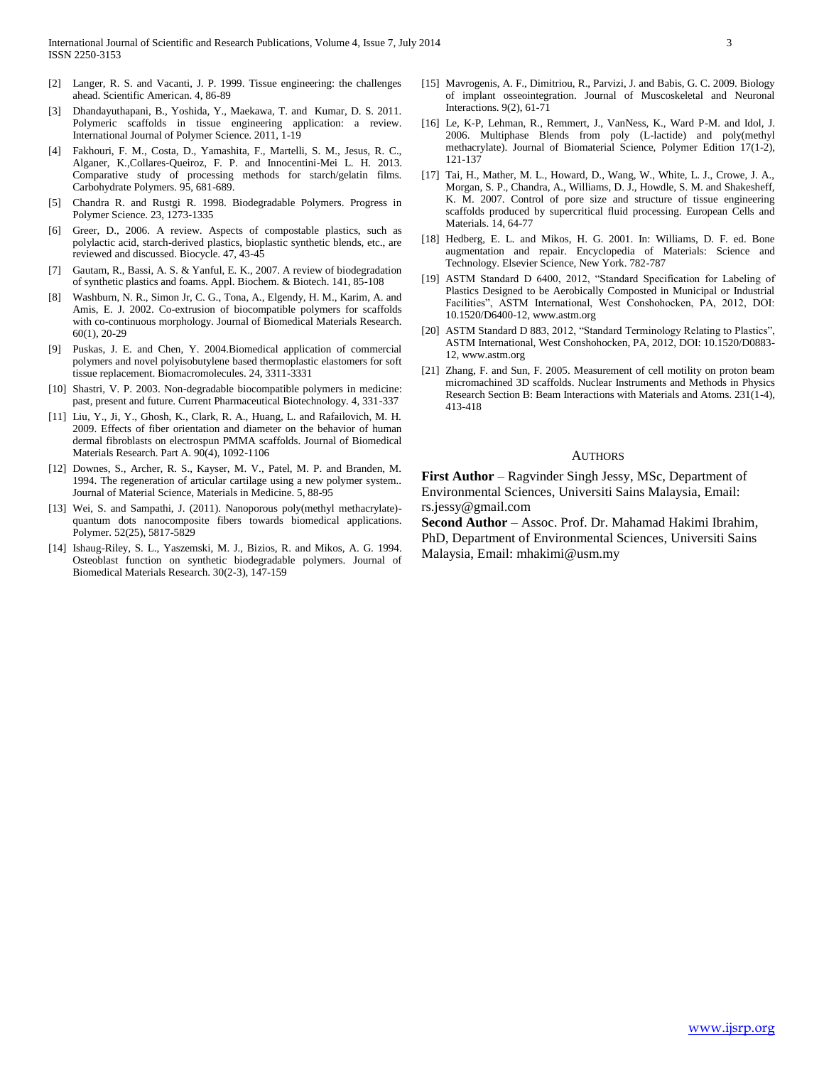[2] Langer, R. S. and Vacanti, J. P. 1999. Tissue engineering: the challenges ahead. Scientific American. 4, 86-89

[3] Dhandayuthapani, B., Yoshida, Y., Maekawa, T. and Kumar, D. S. 2011. Polymeric scaffolds in tissue engineering application: a review. International Journal of Polymer Science. 2011, 1-19

[4] Fakhouri, F. M., Costa, D., Yamashita, F., Martelli, S. M., Jesus, R. C., Alganer, K.,Collares-Queiroz, F. P. and Innocentini-Mei L. H. 2013. Comparative study of processing methods for starch/gelatin films. Carbohydrate Polymers. 95, 681-689.

[5] Chandra R. and Rustgi R. 1998. Biodegradable Polymers. Progress in Polymer Science. 23, 1273-1335

[6] Greer, D., 2006. A review. Aspects of compostable plastics, such as polylactic acid, starch-derived plastics, bioplastic synthetic blends, etc., are reviewed and discussed. Biocycle. 47, 43-45

[7] Gautam, R., Bassi, A. S. & Yanful, E. K., 2007. A review of biodegradation of synthetic plastics and foams. Appl. Biochem. & Biotech. 141, 85-108

[8] Washburn, N. R., Simon Jr, C. G., Tona, A., Elgendy, H. M., Karim, A. and Amis, E. J. 2002. Co-extrusion of biocompatible polymers for scaffolds with co-continuous morphology. Journal of Biomedical Materials Research. 60(1), 20-29

[9] Puskas, J. E. and Chen, Y. 2004.Biomedical application of commercial polymers and novel polyisobutylene based thermoplastic elastomers for soft tissue replacement. Biomacromolecules. 24, 3311-3331

[10] Shastri, V. P. 2003. Non-degradable biocompatible polymers in medicine: past, present and future. Current Pharmaceutical Biotechnology. 4, 331-337

[11] Liu, Y., Ji, Y., Ghosh, K., Clark, R. A., Huang, L. and Rafailovich, M. H. 2009. Effects of fiber orientation and diameter on the behavior of human dermal fibroblasts on electrospun PMMA scaffolds. Journal of Biomedical Materials Research. Part A. 90(4), 1092-1106

[12] Downes, S., Archer, R. S., Kayser, M. V., Patel, M. P. and Branden, M. 1994. The regeneration of articular cartilage using a new polymer system.. Journal of Material Science, Materials in Medicine. 5, 88-95

[13] Wei, S. and Sampathi, J. (2011). Nanoporous poly(methyl methacrylate)-quantum dots nanocomposite fibers towards biomedical applications. Polymer. 52(25), 5817-5829

[14] Ishaug-Riley, S. L., Yaszemski, M. J., Bizios, R. and Mikos, A. G. 1994. Osteoblast function on synthetic biodegradable polymers. Journal of Biomedical Materials Research. 30(2-3), 147-159

[15] Mavrogenis, A. F., Dimitriou, R., Parvizi, J. and Babis, G. C. 2009. Biology of implant osseointegration. Journal of Muscoskeletal and Neuronal Interactions. 9(2), 61-71

[16] Le, K-P, Lehman, R., Remmert, J., VanNess, K., Ward P-M. and Idol, J. 2006. Multiphase Blends from poly (L-lactide) and poly(methyl methacrylate). Journal of Biomaterial Science, Polymer Edition 17(1-2), 121-137

[17] Tai, H., Mather, M. L., Howard, D., Wang, W., White, L. J., Crowe, J. A., Morgan, S. P., Chandra, A., Williams, D. J., Howdle, S. M. and Shakesheff, K. M. 2007. Control of pore size and structure of tissue engineering scaffolds produced by supercritical fluid processing. European Cells and Materials. 14, 64-77

[18] Hedberg, E. L. and Mikos, H. G. 2001. In: Williams, D. F. ed. Bone augmentation and repair. Encyclopedia of Materials: Science and Technology. Elsevier Science, New York. 782-787

[19] ASTM Standard D 6400, 2012, "Standard Specification for Labeling of Plastics Designed to be Aerobically Composted in Municipal or Industrial Facilities", ASTM International, West Conshohocken, PA, 2012, DOI: 10.1520/D6400-12, www.astm.org

[20] ASTM Standard D 883, 2012, "Standard Terminology Relating to Plastics", ASTM International, West Conshohocken, PA, 2012, DOI: 10.1520/D0883-12, www.astm.org

[21] Zhang, F. and Sun, F. 2005. Measurement of cell motility on proton beam micromachined 3D scaffolds. Nuclear Instruments and Methods in Physics Research Section B: Beam Interactions with Materials and Atoms. 231(1-4), 413-418

## AUTHORS

**First Author** – Ragvinder Singh Jessy, MSc, Department of Environmental Sciences, Universiti Sains Malaysia, Email: rs.jessy@gmail.com

**Second Author** – Assoc. Prof. Dr. Mahamad Hakimi Ibrahim, PhD, Department of Environmental Sciences, Universiti Sains Malaysia, Email: mhakimi@usm.my